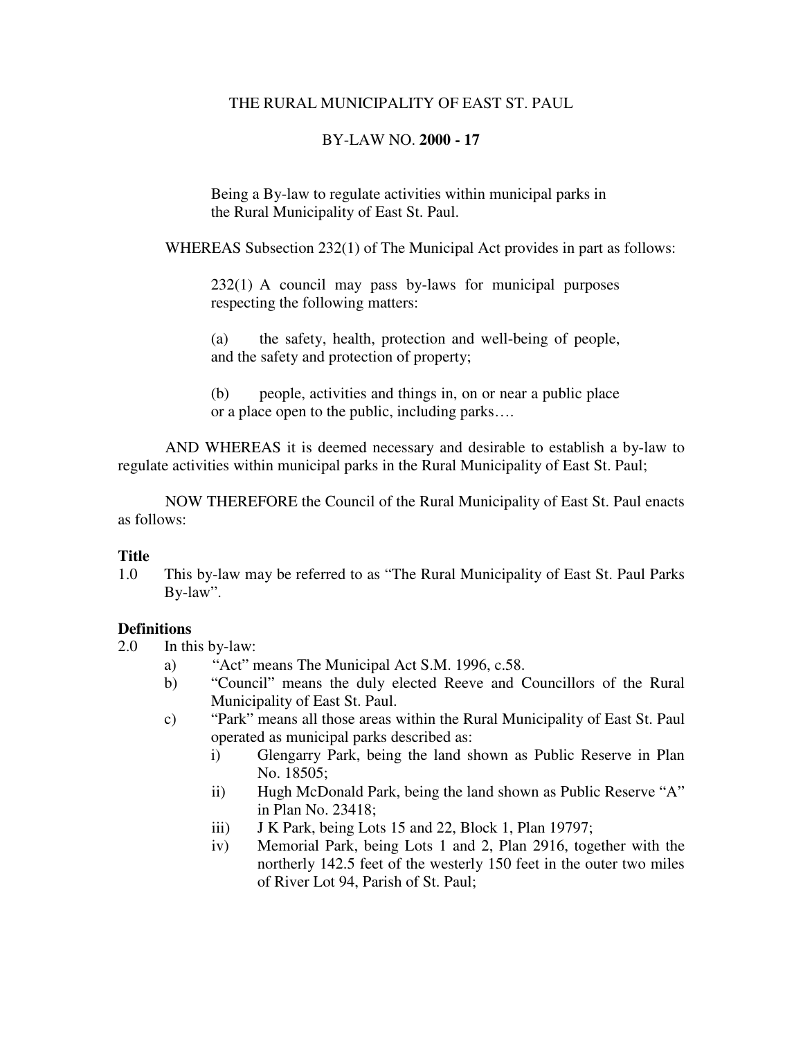THE RURAL MUNICIPALITY OF EAST ST. PAUL

BY-LAW NO. **2000 - 17**

Being a By-law to regulate activities within municipal parks in the Rural Municipality of East St. Paul.

WHEREAS Subsection 232(1) of The Municipal Act provides in part as follows:

> 232(1) A council may pass by-laws for municipal purposes respecting the following matters:
>
> (a) the safety, health, protection and well-being of people, and the safety and protection of property;
>
> (b) people, activities and things in, on or near a public place or a place open to the public, including parks….

AND WHEREAS it is deemed necessary and desirable to establish a by-law to regulate activities within municipal parks in the Rural Municipality of East St. Paul;

NOW THEREFORE the Council of the Rural Municipality of East St. Paul enacts as follows:

**Title**

1.0 This by-law may be referred to as "The Rural Municipality of East St. Paul Parks By-law".

**Definitions**

2.0 In this by-law:

- a) "Act" means The Municipal Act S.M. 1996, c.58.
- b) "Council" means the duly elected Reeve and Councillors of the Rural Municipality of East St. Paul.
- c) "Park" means all those areas within the Rural Municipality of East St. Paul operated as municipal parks described as:
  - i) Glengarry Park, being the land shown as Public Reserve in Plan No. 18505;
  - ii) Hugh McDonald Park, being the land shown as Public Reserve "A" in Plan No. 23418;
  - iii) J K Park, being Lots 15 and 22, Block 1, Plan 19797;
  - iv) Memorial Park, being Lots 1 and 2, Plan 2916, together with the northerly 142.5 feet of the westerly 150 feet in the outer two miles of River Lot 94, Parish of St. Paul;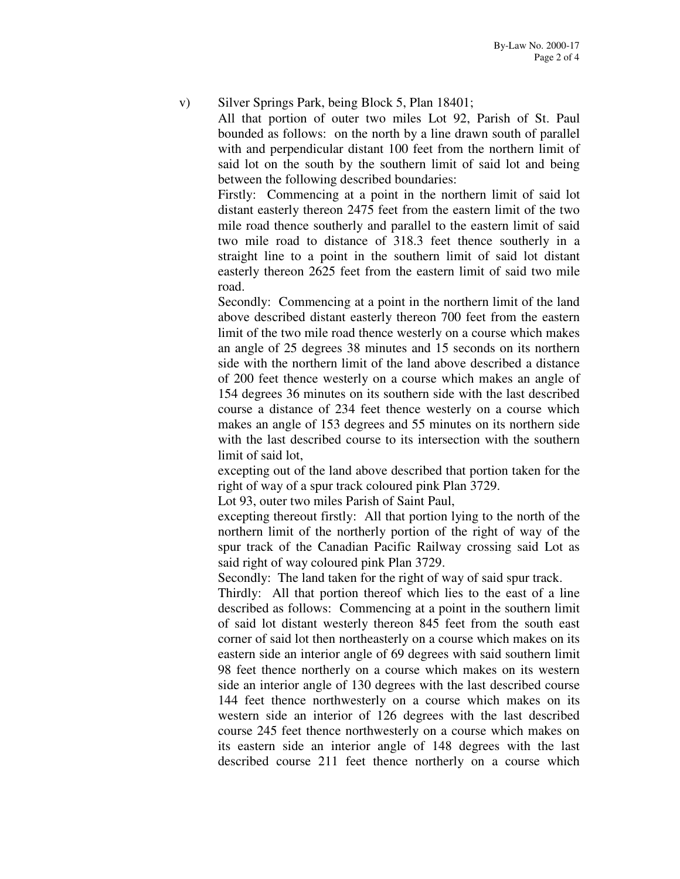v) Silver Springs Park, being Block 5, Plan 18401;

All that portion of outer two miles Lot 92, Parish of St. Paul bounded as follows: on the north by a line drawn south of parallel with and perpendicular distant 100 feet from the northern limit of said lot on the south by the southern limit of said lot and being between the following described boundaries:

Firstly: Commencing at a point in the northern limit of said lot distant easterly thereon 2475 feet from the eastern limit of the two mile road thence southerly and parallel to the eastern limit of said two mile road to distance of 318.3 feet thence southerly in a straight line to a point in the southern limit of said lot distant easterly thereon 2625 feet from the eastern limit of said two mile road.

Secondly: Commencing at a point in the northern limit of the land above described distant easterly thereon 700 feet from the eastern limit of the two mile road thence westerly on a course which makes an angle of 25 degrees 38 minutes and 15 seconds on its northern side with the northern limit of the land above described a distance of 200 feet thence westerly on a course which makes an angle of 154 degrees 36 minutes on its southern side with the last described course a distance of 234 feet thence westerly on a course which makes an angle of 153 degrees and 55 minutes on its northern side with the last described course to its intersection with the southern limit of said lot,

excepting out of the land above described that portion taken for the right of way of a spur track coloured pink Plan 3729.

Lot 93, outer two miles Parish of Saint Paul,

excepting thereout firstly: All that portion lying to the north of the northern limit of the northerly portion of the right of way of the spur track of the Canadian Pacific Railway crossing said Lot as said right of way coloured pink Plan 3729.

Secondly: The land taken for the right of way of said spur track.

Thirdly: All that portion thereof which lies to the east of a line described as follows: Commencing at a point in the southern limit of said lot distant westerly thereon 845 feet from the south east corner of said lot then northeasterly on a course which makes on its eastern side an interior angle of 69 degrees with said southern limit 98 feet thence northerly on a course which makes on its western side an interior angle of 130 degrees with the last described course 144 feet thence northwesterly on a course which makes on its western side an interior of 126 degrees with the last described course 245 feet thence northwesterly on a course which makes on its eastern side an interior angle of 148 degrees with the last described course 211 feet thence northerly on a course which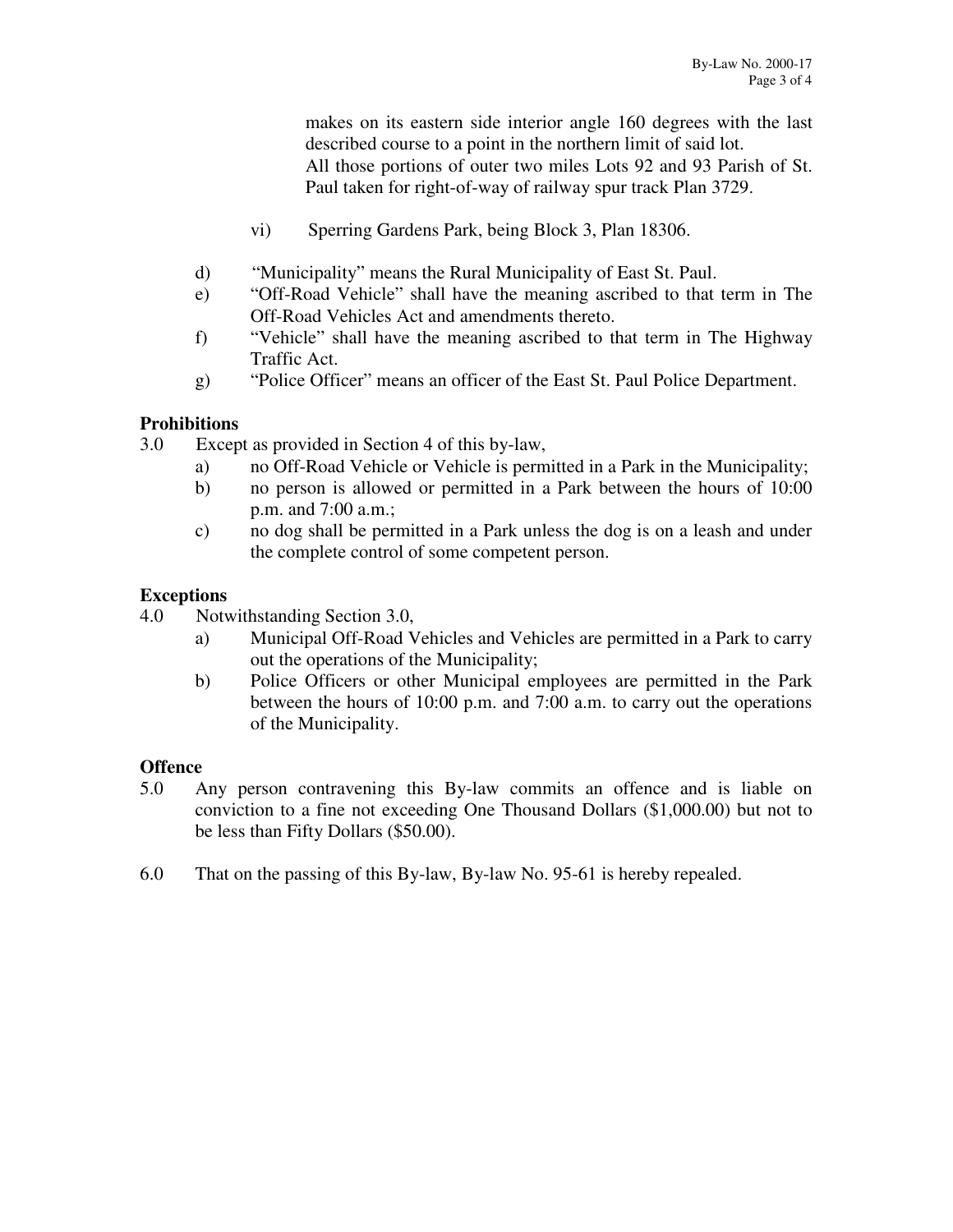makes on its eastern side interior angle 160 degrees with the last described course to a point in the northern limit of said lot.
All those portions of outer two miles Lots 92 and 93 Parish of St. Paul taken for right-of-way of railway spur track Plan 3729.

vi) Sperring Gardens Park, being Block 3, Plan 18306.

d) "Municipality" means the Rural Municipality of East St. Paul.

e) "Off-Road Vehicle" shall have the meaning ascribed to that term in The Off-Road Vehicles Act and amendments thereto.

f) "Vehicle" shall have the meaning ascribed to that term in The Highway Traffic Act.

g) "Police Officer" means an officer of the East St. Paul Police Department.

**Prohibitions**

3.0 Except as provided in Section 4 of this by-law,

a) no Off-Road Vehicle or Vehicle is permitted in a Park in the Municipality;

b) no person is allowed or permitted in a Park between the hours of 10:00 p.m. and 7:00 a.m.;

c) no dog shall be permitted in a Park unless the dog is on a leash and under the complete control of some competent person.

**Exceptions**

4.0 Notwithstanding Section 3.0,

a) Municipal Off-Road Vehicles and Vehicles are permitted in a Park to carry out the operations of the Municipality;

b) Police Officers or other Municipal employees are permitted in the Park between the hours of 10:00 p.m. and 7:00 a.m. to carry out the operations of the Municipality.

**Offence**

5.0 Any person contravening this By-law commits an offence and is liable on conviction to a fine not exceeding One Thousand Dollars ($1,000.00) but not to be less than Fifty Dollars ($50.00).

6.0 That on the passing of this By-law, By-law No. 95-61 is hereby repealed.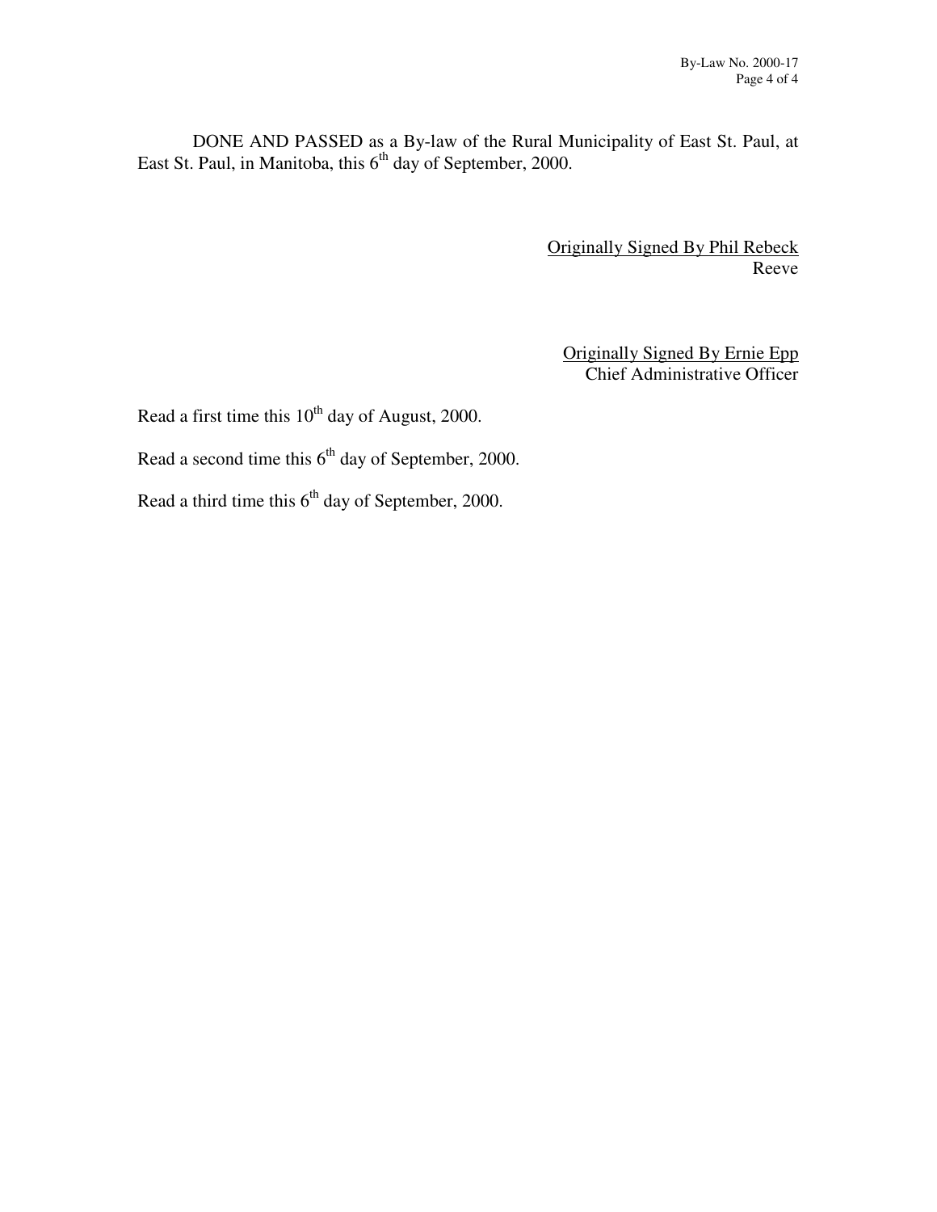DONE AND PASSED as a By-law of the Rural Municipality of East St. Paul, at East St. Paul, in Manitoba, this 6th day of September, 2000.

Originally Signed By Phil Rebeck
Reeve

Originally Signed By Ernie Epp
Chief Administrative Officer

Read a first time this 10th day of August, 2000.

Read a second time this 6th day of September, 2000.

Read a third time this 6th day of September, 2000.